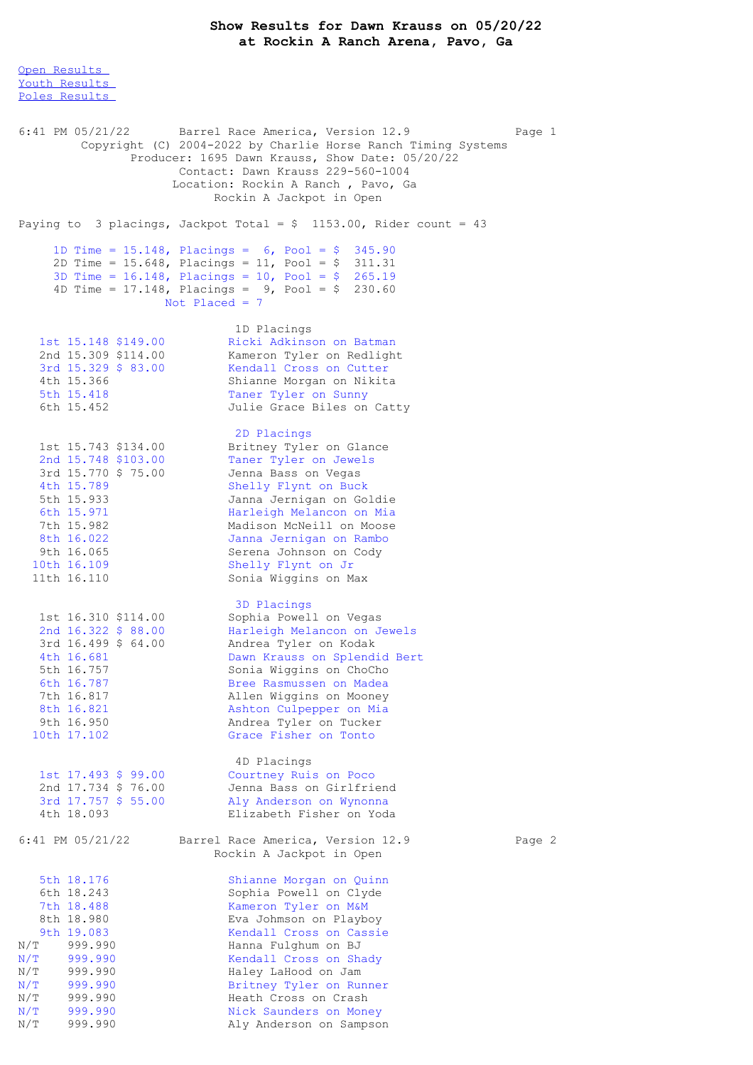# Show Results for Dawn Krauss on 05/20/22
## at Rockin A Ranch Arena, Pavo, Ga

Open Results
Youth Results
Poles Results

6:41 PM 05/21/22 Barrel Race America, Version 12.9
Copyright (C) 2004-2022 by Charlie Horse Ranch Timing Systems
Producer: 1695 Dawn Krauss, Show Date: 05/20/22
Contact: Dawn Krauss 229-560-1004
Location: Rockin A Ranch , Pavo, Ga
Rockin A Jackpot in Open

Paying to 3 placings, Jackpot Total = $ 1153.00, Rider count = 43

```
1D Time = 15.148, Placings =  6, Pool = $  345.90
2D Time = 15.648, Placings = 11, Pool = $  311.31
3D Time = 16.148, Placings = 10, Pool = $  265.19
4D Time = 17.148, Placings =  9, Pool = $  230.60
              Not Placed = 7
```

### 1D Placings

| Place | Time | Payout | Rider |
|---|---|---|---|
| 1st | 15.148 | $149.00 | Ricki Adkinson on Batman |
| 2nd | 15.309 | $114.00 | Kameron Tyler on Redlight |
| 3rd | 15.329 | $ 83.00 | Kendall Cross on Cutter |
| 4th | 15.366 | | Shianne Morgan on Nikita |
| 5th | 15.418 | | Taner Tyler on Sunny |
| 6th | 15.452 | | Julie Grace Biles on Catty |

### 2D Placings

| Place | Time | Payout | Rider |
|---|---|---|---|
| 1st | 15.743 | $134.00 | Britney Tyler on Glance |
| 2nd | 15.748 | $103.00 | Taner Tyler on Jewels |
| 3rd | 15.770 | $ 75.00 | Jenna Bass on Vegas |
| 4th | 15.789 | | Shelly Flynt on Buck |
| 5th | 15.933 | | Janna Jernigan on Goldie |
| 6th | 15.971 | | Harleigh Melancon on Mia |
| 7th | 15.982 | | Madison McNeill on Moose |
| 8th | 16.022 | | Janna Jernigan on Rambo |
| 9th | 16.065 | | Serena Johnson on Cody |
| 10th | 16.109 | | Shelly Flynt on Jr |
| 11th | 16.110 | | Sonia Wiggins on Max |

### 3D Placings

| Place | Time | Payout | Rider |
|---|---|---|---|
| 1st | 16.310 | $114.00 | Sophia Powell on Vegas |
| 2nd | 16.322 | $ 88.00 | Harleigh Melancon on Jewels |
| 3rd | 16.499 | $ 64.00 | Andrea Tyler on Kodak |
| 4th | 16.681 | | Dawn Krauss on Splendid Bert |
| 5th | 16.757 | | Sonia Wiggins on ChoCho |
| 6th | 16.787 | | Bree Rasmussen on Madea |
| 7th | 16.817 | | Allen Wiggins on Mooney |
| 8th | 16.821 | | Ashton Culpepper on Mia |
| 9th | 16.950 | | Andrea Tyler on Tucker |
| 10th | 17.102 | | Grace Fisher on Tonto |

### 4D Placings

| Place | Time | Payout | Rider |
|---|---|---|---|
| 1st | 17.493 | $ 99.00 | Courtney Ruis on Poco |
| 2nd | 17.734 | $ 76.00 | Jenna Bass on Girlfriend |
| 3rd | 17.757 | $ 55.00 | Aly Anderson on Wynonna |
| 4th | 18.093 | | Elizabeth Fisher on Yoda |
| 5th | 18.176 | | Shianne Morgan on Quinn |
| 6th | 18.243 | | Sophia Powell on Clyde |
| 7th | 18.488 | | Kameron Tyler on M&M |
| 8th | 18.980 | | Eva Johnson on Playboy |
| 9th | 19.083 | | Kendall Cross on Cassie |
| N/T | 999.990 | | Hanna Fulghum on BJ |
| N/T | 999.990 | | Kendall Cross on Shady |
| N/T | 999.990 | | Haley LaHood on Jam |
| N/T | 999.990 | | Britney Tyler on Runner |
| N/T | 999.990 | | Heath Cross on Crash |
| N/T | 999.990 | | Nick Saunders on Money |
| N/T | 999.990 | | Aly Anderson on Sampson |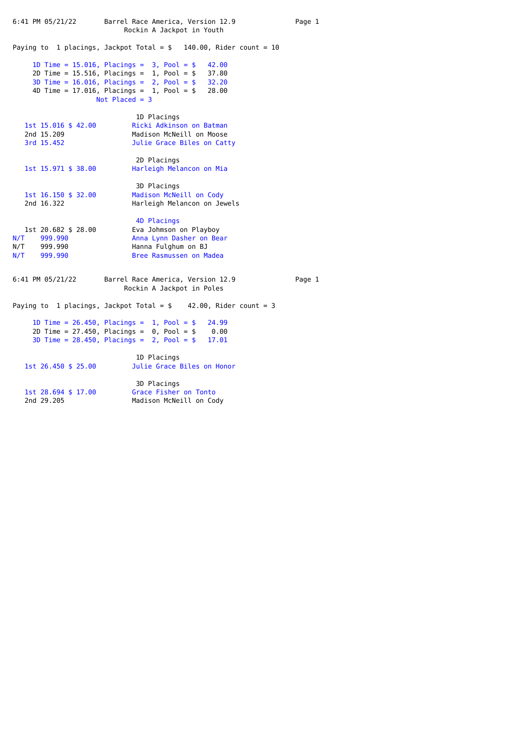6:41 PM 05/21/22 Barrel Race America, Version 12.9

Rockin A Jackpot in Youth

Paying to 1 placings, Jackpot Total = $ 140.00, Rider count = 10

1D Time = 15.016, Placings = 3, Pool = $ 42.00
2D Time = 15.516, Placings = 1, Pool = $ 37.80
3D Time = 16.016, Placings = 2, Pool = $ 32.20
4D Time = 17.016, Placings = 1, Pool = $ 28.00
Not Placed = 3

1D Placings

| | | |
|---|---|---|
| 1st 15.016 | $ 42.00 | Ricki Adkinson on Batman |
| 2nd 15.209 | | Madison McNeill on Moose |
| 3rd 15.452 | | Julie Grace Biles on Catty |

2D Placings

| | | |
|---|---|---|
| 1st 15.971 | $ 38.00 | Harleigh Melancon on Mia |

3D Placings

| | | |
|---|---|---|
| 1st 16.150 | $ 32.00 | Madison McNeill on Cody |
| 2nd 16.322 | | Harleigh Melancon on Jewels |

4D Placings

| | | |
|---|---|---|
| 1st 20.682 | $ 28.00 | Eva Johmson on Playboy |
| N/T 999.990 | | Anna Lynn Dasher on Bear |
| N/T 999.990 | | Hanna Fulghum on BJ |
| N/T 999.990 | | Bree Rasmussen on Madea |

6:41 PM 05/21/22 Barrel Race America, Version 12.9

Rockin A Jackpot in Poles

Paying to 1 placings, Jackpot Total = $ 42.00, Rider count = 3

1D Time = 26.450, Placings = 1, Pool = $ 24.99
2D Time = 27.450, Placings = 0, Pool = $ 0.00
3D Time = 28.450, Placings = 2, Pool = $ 17.01

1D Placings

| | | |
|---|---|---|
| 1st 26.450 | $ 25.00 | Julie Grace Biles on Honor |

3D Placings

| | | |
|---|---|---|
| 1st 28.694 | $ 17.00 | Grace Fisher on Tonto |
| 2nd 29.205 | | Madison McNeill on Cody |